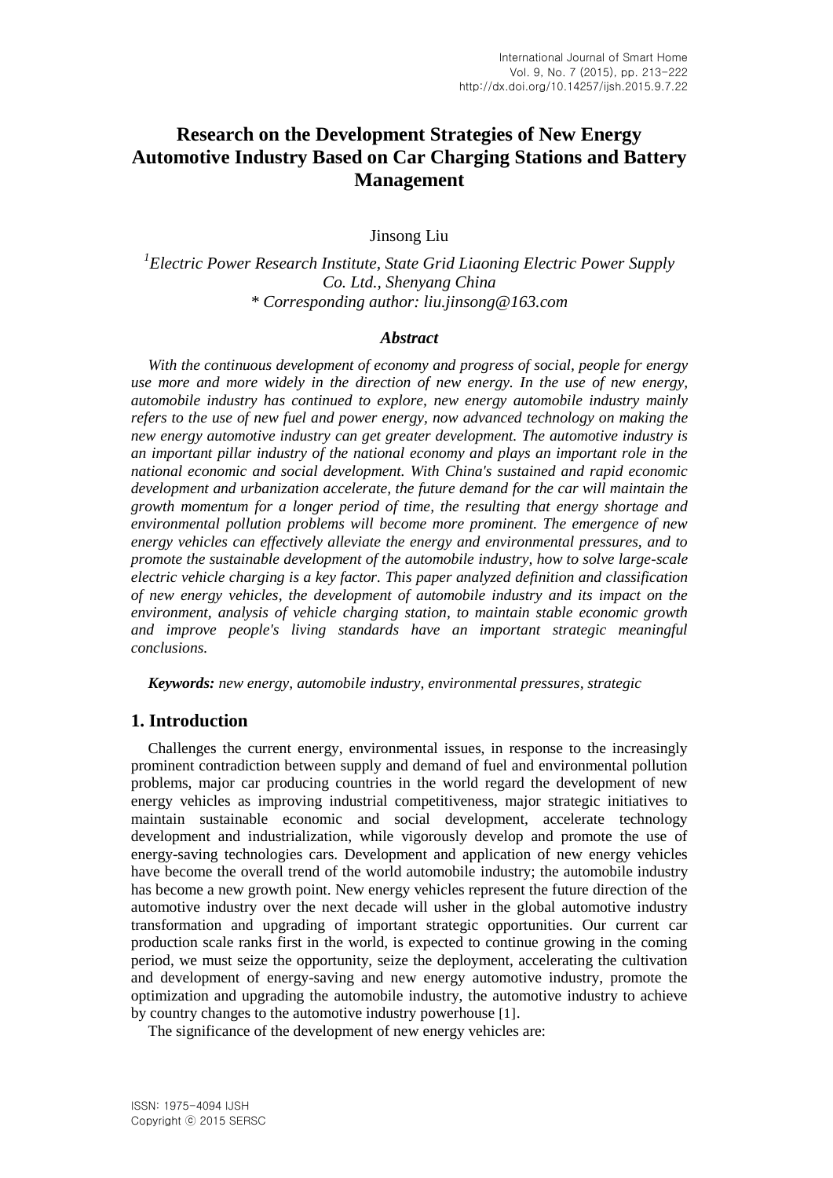# Research on the Development Strategies of New Energy Automotive Industry Based on Car Charging Stations and Battery Management

Jinsong Liu

[1]*Electric Power Research Institute, State Grid Liaoning Electric Power Supply Co. Ltd., Shenyang China*
*\* Corresponding author: liu.jinsong@163.com*

### *Abstract*

*With the continuous development of economy and progress of social, people for energy use more and more widely in the direction of new energy. In the use of new energy, automobile industry has continued to explore, new energy automobile industry mainly refers to the use of new fuel and power energy, now advanced technology on making the new energy automotive industry can get greater development. The automotive industry is an important pillar industry of the national economy and plays an important role in the national economic and social development. With China's sustained and rapid economic development and urbanization accelerate, the future demand for the car will maintain the growth momentum for a longer period of time, the resulting that energy shortage and environmental pollution problems will become more prominent. The emergence of new energy vehicles can effectively alleviate the energy and environmental pressures, and to promote the sustainable development of the automobile industry, how to solve large-scale electric vehicle charging is a key factor. This paper analyzed definition and classification of new energy vehicles, the development of automobile industry and its impact on the environment, analysis of vehicle charging station, to maintain stable economic growth and improve people's living standards have an important strategic meaningful conclusions.*

***Keywords:*** *new energy, automobile industry, environmental pressures, strategic*

## 1. Introduction

Challenges the current energy, environmental issues, in response to the increasingly prominent contradiction between supply and demand of fuel and environmental pollution problems, major car producing countries in the world regard the development of new energy vehicles as improving industrial competitiveness, major strategic initiatives to maintain sustainable economic and social development, accelerate technology development and industrialization, while vigorously develop and promote the use of energy-saving technologies cars. Development and application of new energy vehicles have become the overall trend of the world automobile industry; the automobile industry has become a new growth point. New energy vehicles represent the future direction of the automotive industry over the next decade will usher in the global automotive industry transformation and upgrading of important strategic opportunities. Our current car production scale ranks first in the world, is expected to continue growing in the coming period, we must seize the opportunity, seize the deployment, accelerating the cultivation and development of energy-saving and new energy automotive industry, promote the optimization and upgrading the automobile industry, the automotive industry to achieve by country changes to the automotive industry powerhouse [1].

The significance of the development of new energy vehicles are: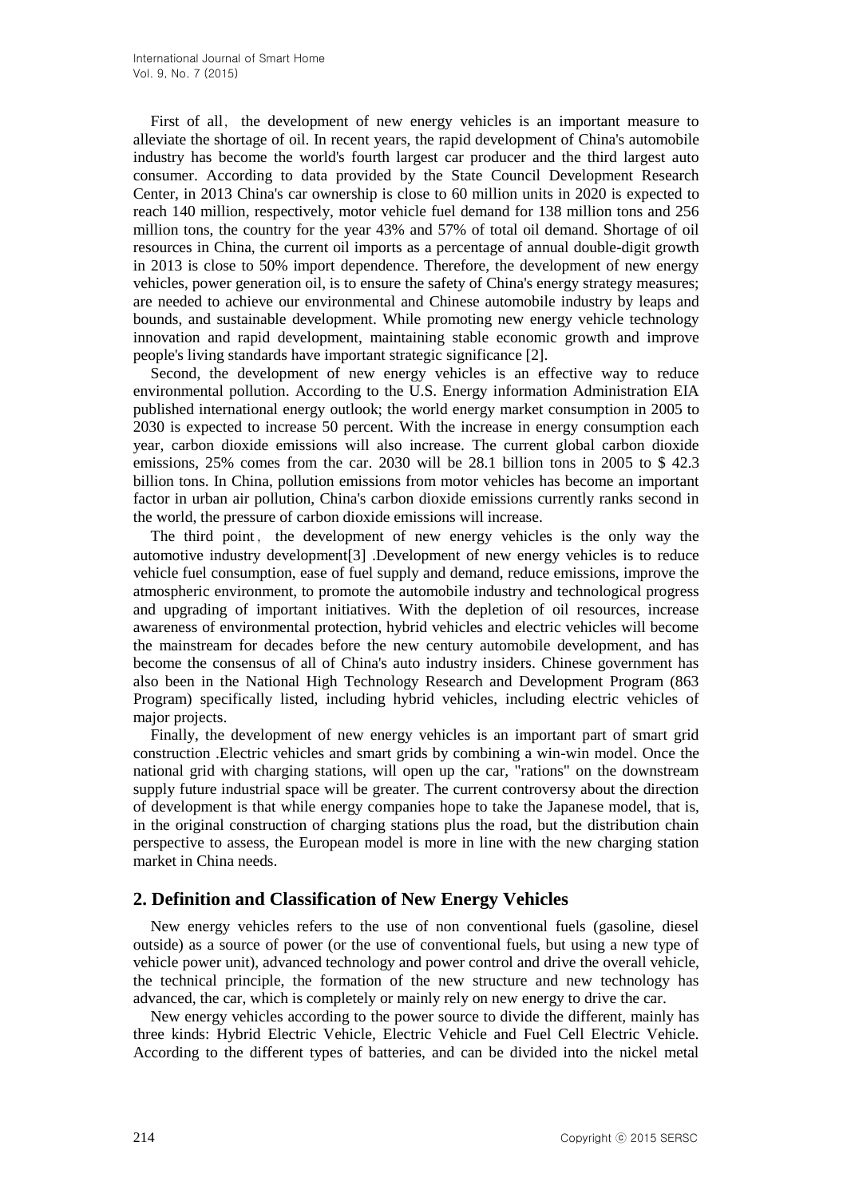First of all, the development of new energy vehicles is an important measure to alleviate the shortage of oil. In recent years, the rapid development of China's automobile industry has become the world's fourth largest car producer and the third largest auto consumer. According to data provided by the State Council Development Research Center, in 2013 China's car ownership is close to 60 million units in 2020 is expected to reach 140 million, respectively, motor vehicle fuel demand for 138 million tons and 256 million tons, the country for the year 43% and 57% of total oil demand. Shortage of oil resources in China, the current oil imports as a percentage of annual double-digit growth in 2013 is close to 50% import dependence. Therefore, the development of new energy vehicles, power generation oil, is to ensure the safety of China's energy strategy measures; are needed to achieve our environmental and Chinese automobile industry by leaps and bounds, and sustainable development. While promoting new energy vehicle technology innovation and rapid development, maintaining stable economic growth and improve people's living standards have important strategic significance [2].

Second, the development of new energy vehicles is an effective way to reduce environmental pollution. According to the U.S. Energy information Administration EIA published international energy outlook; the world energy market consumption in 2005 to 2030 is expected to increase 50 percent. With the increase in energy consumption each year, carbon dioxide emissions will also increase. The current global carbon dioxide emissions, 25% comes from the car. 2030 will be 28.1 billion tons in 2005 to $ 42.3 billion tons. In China, pollution emissions from motor vehicles has become an important factor in urban air pollution, China's carbon dioxide emissions currently ranks second in the world, the pressure of carbon dioxide emissions will increase.

The third point, the development of new energy vehicles is the only way the automotive industry development[3] .Development of new energy vehicles is to reduce vehicle fuel consumption, ease of fuel supply and demand, reduce emissions, improve the atmospheric environment, to promote the automobile industry and technological progress and upgrading of important initiatives. With the depletion of oil resources, increase awareness of environmental protection, hybrid vehicles and electric vehicles will become the mainstream for decades before the new century automobile development, and has become the consensus of all of China's auto industry insiders. Chinese government has also been in the National High Technology Research and Development Program (863 Program) specifically listed, including hybrid vehicles, including electric vehicles of major projects.

Finally, the development of new energy vehicles is an important part of smart grid construction .Electric vehicles and smart grids by combining a win-win model. Once the national grid with charging stations, will open up the car, "rations" on the downstream supply future industrial space will be greater. The current controversy about the direction of development is that while energy companies hope to take the Japanese model, that is, in the original construction of charging stations plus the road, but the distribution chain perspective to assess, the European model is more in line with the new charging station market in China needs.

## 2. Definition and Classification of New Energy Vehicles

New energy vehicles refers to the use of non conventional fuels (gasoline, diesel outside) as a source of power (or the use of conventional fuels, but using a new type of vehicle power unit), advanced technology and power control and drive the overall vehicle, the technical principle, the formation of the new structure and new technology has advanced, the car, which is completely or mainly rely on new energy to drive the car.

New energy vehicles according to the power source to divide the different, mainly has three kinds: Hybrid Electric Vehicle, Electric Vehicle and Fuel Cell Electric Vehicle. According to the different types of batteries, and can be divided into the nickel metal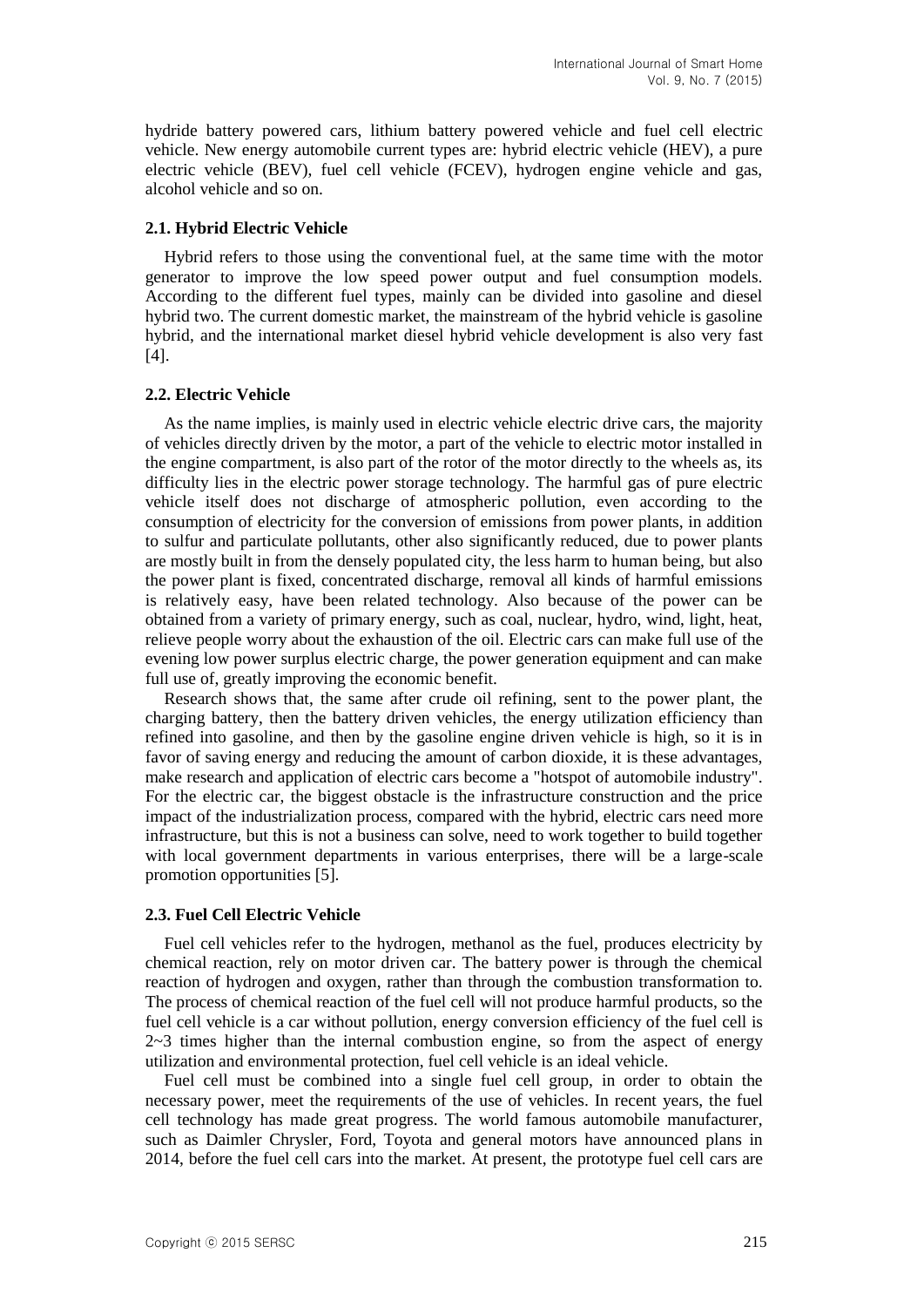hydride battery powered cars, lithium battery powered vehicle and fuel cell electric vehicle. New energy automobile current types are: hybrid electric vehicle (HEV), a pure electric vehicle (BEV), fuel cell vehicle (FCEV), hydrogen engine vehicle and gas, alcohol vehicle and so on.

### 2.1. Hybrid Electric Vehicle

Hybrid refers to those using the conventional fuel, at the same time with the motor generator to improve the low speed power output and fuel consumption models. According to the different fuel types, mainly can be divided into gasoline and diesel hybrid two. The current domestic market, the mainstream of the hybrid vehicle is gasoline hybrid, and the international market diesel hybrid vehicle development is also very fast [4].

### 2.2. Electric Vehicle

As the name implies, is mainly used in electric vehicle electric drive cars, the majority of vehicles directly driven by the motor, a part of the vehicle to electric motor installed in the engine compartment, is also part of the rotor of the motor directly to the wheels as, its difficulty lies in the electric power storage technology. The harmful gas of pure electric vehicle itself does not discharge of atmospheric pollution, even according to the consumption of electricity for the conversion of emissions from power plants, in addition to sulfur and particulate pollutants, other also significantly reduced, due to power plants are mostly built in from the densely populated city, the less harm to human being, but also the power plant is fixed, concentrated discharge, removal all kinds of harmful emissions is relatively easy, have been related technology. Also because of the power can be obtained from a variety of primary energy, such as coal, nuclear, hydro, wind, light, heat, relieve people worry about the exhaustion of the oil. Electric cars can make full use of the evening low power surplus electric charge, the power generation equipment and can make full use of, greatly improving the economic benefit.

Research shows that, the same after crude oil refining, sent to the power plant, the charging battery, then the battery driven vehicles, the energy utilization efficiency than refined into gasoline, and then by the gasoline engine driven vehicle is high, so it is in favor of saving energy and reducing the amount of carbon dioxide, it is these advantages, make research and application of electric cars become a "hotspot of automobile industry". For the electric car, the biggest obstacle is the infrastructure construction and the price impact of the industrialization process, compared with the hybrid, electric cars need more infrastructure, but this is not a business can solve, need to work together to build together with local government departments in various enterprises, there will be a large-scale promotion opportunities [5].

### 2.3. Fuel Cell Electric Vehicle

Fuel cell vehicles refer to the hydrogen, methanol as the fuel, produces electricity by chemical reaction, rely on motor driven car. The battery power is through the chemical reaction of hydrogen and oxygen, rather than through the combustion transformation to. The process of chemical reaction of the fuel cell will not produce harmful products, so the fuel cell vehicle is a car without pollution, energy conversion efficiency of the fuel cell is 2~3 times higher than the internal combustion engine, so from the aspect of energy utilization and environmental protection, fuel cell vehicle is an ideal vehicle.

Fuel cell must be combined into a single fuel cell group, in order to obtain the necessary power, meet the requirements of the use of vehicles. In recent years, the fuel cell technology has made great progress. The world famous automobile manufacturer, such as Daimler Chrysler, Ford, Toyota and general motors have announced plans in 2014, before the fuel cell cars into the market. At present, the prototype fuel cell cars are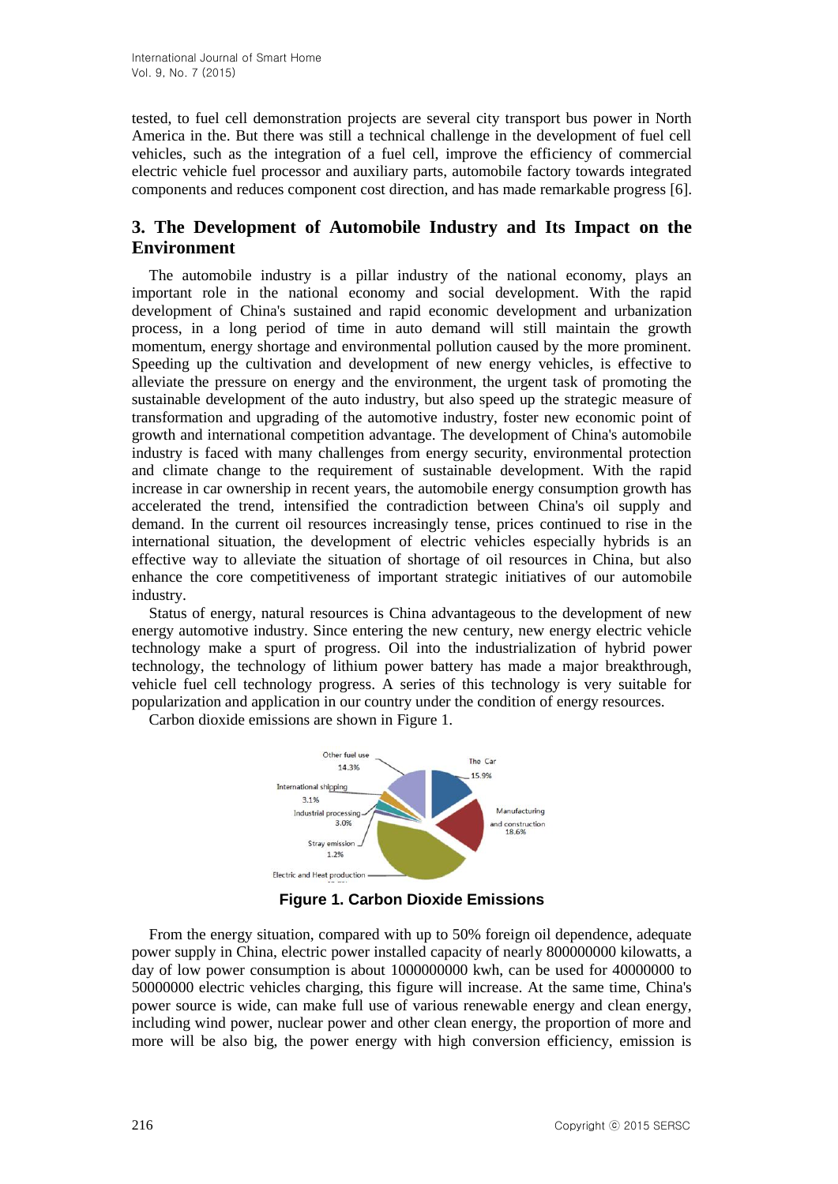tested, to fuel cell demonstration projects are several city transport bus power in North America in the. But there was still a technical challenge in the development of fuel cell vehicles, such as the integration of a fuel cell, improve the efficiency of commercial electric vehicle fuel processor and auxiliary parts, automobile factory towards integrated components and reduces component cost direction, and has made remarkable progress [6].

## 3. The Development of Automobile Industry and Its Impact on the Environment

The automobile industry is a pillar industry of the national economy, plays an important role in the national economy and social development. With the rapid development of China's sustained and rapid economic development and urbanization process, in a long period of time in auto demand will still maintain the growth momentum, energy shortage and environmental pollution caused by the more prominent. Speeding up the cultivation and development of new energy vehicles, is effective to alleviate the pressure on energy and the environment, the urgent task of promoting the sustainable development of the auto industry, but also speed up the strategic measure of transformation and upgrading of the automotive industry, foster new economic point of growth and international competition advantage. The development of China's automobile industry is faced with many challenges from energy security, environmental protection and climate change to the requirement of sustainable development. With the rapid increase in car ownership in recent years, the automobile energy consumption growth has accelerated the trend, intensified the contradiction between China's oil supply and demand. In the current oil resources increasingly tense, prices continued to rise in the international situation, the development of electric vehicles especially hybrids is an effective way to alleviate the situation of shortage of oil resources in China, but also enhance the core competitiveness of important strategic initiatives of our automobile industry.

Status of energy, natural resources is China advantageous to the development of new energy automotive industry. Since entering the new century, new energy electric vehicle technology make a spurt of progress. Oil into the industrialization of hybrid power technology, the technology of lithium power battery has made a major breakthrough, vehicle fuel cell technology progress. A series of this technology is very suitable for popularization and application in our country under the condition of energy resources.

Carbon dioxide emissions are shown in Figure 1.

Other fuel use 14.3%; The Car 15.9%; International shipping 3.1%; Manufacturing and construction 18.6%; Industrial processing 3.0%; Stray emission 1.2%; Electric and Heat production

**Figure 1. Carbon Dioxide Emissions**

From the energy situation, compared with up to 50% foreign oil dependence, adequate power supply in China, electric power installed capacity of nearly 800000000 kilowatts, a day of low power consumption is about 1000000000 kwh, can be used for 40000000 to 50000000 electric vehicles charging, this figure will increase. At the same time, China's power source is wide, can make full use of various renewable energy and clean energy, including wind power, nuclear power and other clean energy, the proportion of more and more will be also big, the power energy with high conversion efficiency, emission is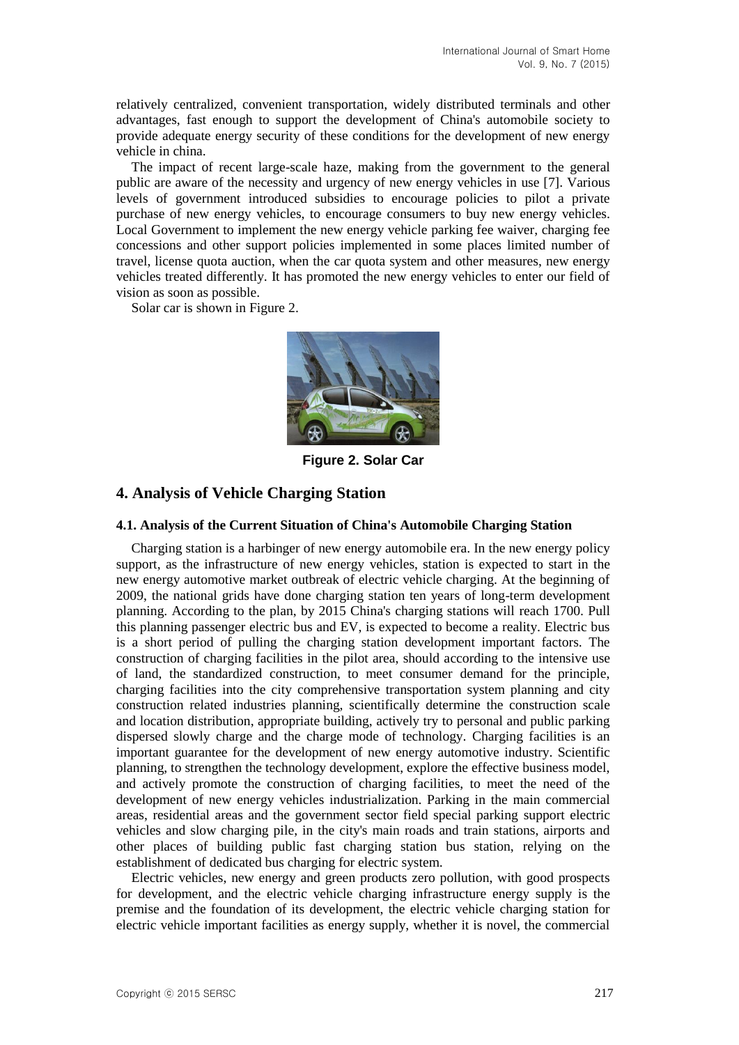relatively centralized, convenient transportation, widely distributed terminals and other advantages, fast enough to support the development of China's automobile society to provide adequate energy security of these conditions for the development of new energy vehicle in china.

The impact of recent large-scale haze, making from the government to the general public are aware of the necessity and urgency of new energy vehicles in use [7]. Various levels of government introduced subsidies to encourage policies to pilot a private purchase of new energy vehicles, to encourage consumers to buy new energy vehicles. Local Government to implement the new energy vehicle parking fee waiver, charging fee concessions and other support policies implemented in some places limited number of travel, license quota auction, when the car quota system and other measures, new energy vehicles treated differently. It has promoted the new energy vehicles to enter our field of vision as soon as possible.

Solar car is shown in Figure 2.

**Figure 2. Solar Car**

## 4. Analysis of Vehicle Charging Station

### 4.1. Analysis of the Current Situation of China's Automobile Charging Station

Charging station is a harbinger of new energy automobile era. In the new energy policy support, as the infrastructure of new energy vehicles, station is expected to start in the new energy automotive market outbreak of electric vehicle charging. At the beginning of 2009, the national grids have done charging station ten years of long-term development planning. According to the plan, by 2015 China's charging stations will reach 1700. Pull this planning passenger electric bus and EV, is expected to become a reality. Electric bus is a short period of pulling the charging station development important factors. The construction of charging facilities in the pilot area, should according to the intensive use of land, the standardized construction, to meet consumer demand for the principle, charging facilities into the city comprehensive transportation system planning and city construction related industries planning, scientifically determine the construction scale and location distribution, appropriate building, actively try to personal and public parking dispersed slowly charge and the charge mode of technology. Charging facilities is an important guarantee for the development of new energy automotive industry. Scientific planning, to strengthen the technology development, explore the effective business model, and actively promote the construction of charging facilities, to meet the need of the development of new energy vehicles industrialization. Parking in the main commercial areas, residential areas and the government sector field special parking support electric vehicles and slow charging pile, in the city's main roads and train stations, airports and other places of building public fast charging station bus station, relying on the establishment of dedicated bus charging for electric system.

Electric vehicles, new energy and green products zero pollution, with good prospects for development, and the electric vehicle charging infrastructure energy supply is the premise and the foundation of its development, the electric vehicle charging station for electric vehicle important facilities as energy supply, whether it is novel, the commercial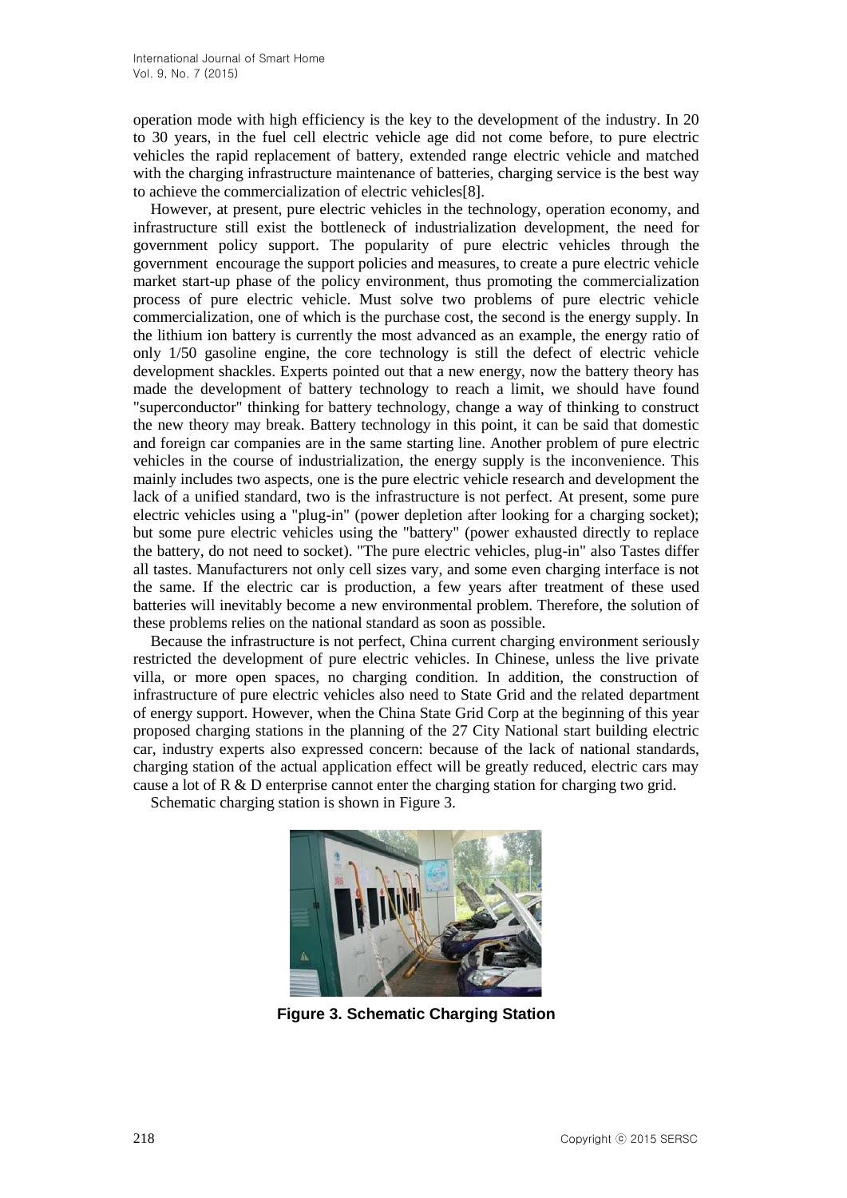operation mode with high efficiency is the key to the development of the industry. In 20 to 30 years, in the fuel cell electric vehicle age did not come before, to pure electric vehicles the rapid replacement of battery, extended range electric vehicle and matched with the charging infrastructure maintenance of batteries, charging service is the best way to achieve the commercialization of electric vehicles[8].

However, at present, pure electric vehicles in the technology, operation economy, and infrastructure still exist the bottleneck of industrialization development, the need for government policy support. The popularity of pure electric vehicles through the government encourage the support policies and measures, to create a pure electric vehicle market start-up phase of the policy environment, thus promoting the commercialization process of pure electric vehicle. Must solve two problems of pure electric vehicle commercialization, one of which is the purchase cost, the second is the energy supply. In the lithium ion battery is currently the most advanced as an example, the energy ratio of only 1/50 gasoline engine, the core technology is still the defect of electric vehicle development shackles. Experts pointed out that a new energy, now the battery theory has made the development of battery technology to reach a limit, we should have found "superconductor" thinking for battery technology, change a way of thinking to construct the new theory may break. Battery technology in this point, it can be said that domestic and foreign car companies are in the same starting line. Another problem of pure electric vehicles in the course of industrialization, the energy supply is the inconvenience. This mainly includes two aspects, one is the pure electric vehicle research and development the lack of a unified standard, two is the infrastructure is not perfect. At present, some pure electric vehicles using a "plug-in" (power depletion after looking for a charging socket); but some pure electric vehicles using the "battery" (power exhausted directly to replace the battery, do not need to socket). "The pure electric vehicles, plug-in" also Tastes differ all tastes. Manufacturers not only cell sizes vary, and some even charging interface is not the same. If the electric car is production, a few years after treatment of these used batteries will inevitably become a new environmental problem. Therefore, the solution of these problems relies on the national standard as soon as possible.

Because the infrastructure is not perfect, China current charging environment seriously restricted the development of pure electric vehicles. In Chinese, unless the live private villa, or more open spaces, no charging condition. In addition, the construction of infrastructure of pure electric vehicles also need to State Grid and the related department of energy support. However, when the China State Grid Corp at the beginning of this year proposed charging stations in the planning of the 27 City National start building electric car, industry experts also expressed concern: because of the lack of national standards, charging station of the actual application effect will be greatly reduced, electric cars may cause a lot of R & D enterprise cannot enter the charging station for charging two grid.

Schematic charging station is shown in Figure 3.

**Figure 3. Schematic Charging Station**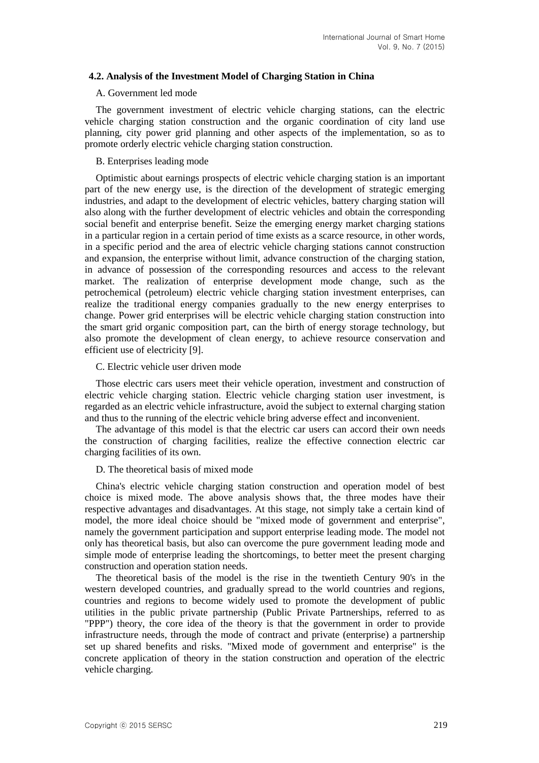### 4.2. Analysis of the Investment Model of Charging Station in China

A. Government led mode

The government investment of electric vehicle charging stations, can the electric vehicle charging station construction and the organic coordination of city land use planning, city power grid planning and other aspects of the implementation, so as to promote orderly electric vehicle charging station construction.

B. Enterprises leading mode

Optimistic about earnings prospects of electric vehicle charging station is an important part of the new energy use, is the direction of the development of strategic emerging industries, and adapt to the development of electric vehicles, battery charging station will also along with the further development of electric vehicles and obtain the corresponding social benefit and enterprise benefit. Seize the emerging energy market charging stations in a particular region in a certain period of time exists as a scarce resource, in other words, in a specific period and the area of electric vehicle charging stations cannot construction and expansion, the enterprise without limit, advance construction of the charging station, in advance of possession of the corresponding resources and access to the relevant market. The realization of enterprise development mode change, such as the petrochemical (petroleum) electric vehicle charging station investment enterprises, can realize the traditional energy companies gradually to the new energy enterprises to change. Power grid enterprises will be electric vehicle charging station construction into the smart grid organic composition part, can the birth of energy storage technology, but also promote the development of clean energy, to achieve resource conservation and efficient use of electricity [9].

C. Electric vehicle user driven mode

Those electric cars users meet their vehicle operation, investment and construction of electric vehicle charging station. Electric vehicle charging station user investment, is regarded as an electric vehicle infrastructure, avoid the subject to external charging station and thus to the running of the electric vehicle bring adverse effect and inconvenient.

The advantage of this model is that the electric car users can accord their own needs the construction of charging facilities, realize the effective connection electric car charging facilities of its own.

D. The theoretical basis of mixed mode

China's electric vehicle charging station construction and operation model of best choice is mixed mode. The above analysis shows that, the three modes have their respective advantages and disadvantages. At this stage, not simply take a certain kind of model, the more ideal choice should be "mixed mode of government and enterprise", namely the government participation and support enterprise leading mode. The model not only has theoretical basis, but also can overcome the pure government leading mode and simple mode of enterprise leading the shortcomings, to better meet the present charging construction and operation station needs.

The theoretical basis of the model is the rise in the twentieth Century 90's in the western developed countries, and gradually spread to the world countries and regions, countries and regions to become widely used to promote the development of public utilities in the public private partnership (Public Private Partnerships, referred to as "PPP") theory, the core idea of the theory is that the government in order to provide infrastructure needs, through the mode of contract and private (enterprise) a partnership set up shared benefits and risks. "Mixed mode of government and enterprise" is the concrete application of theory in the station construction and operation of the electric vehicle charging.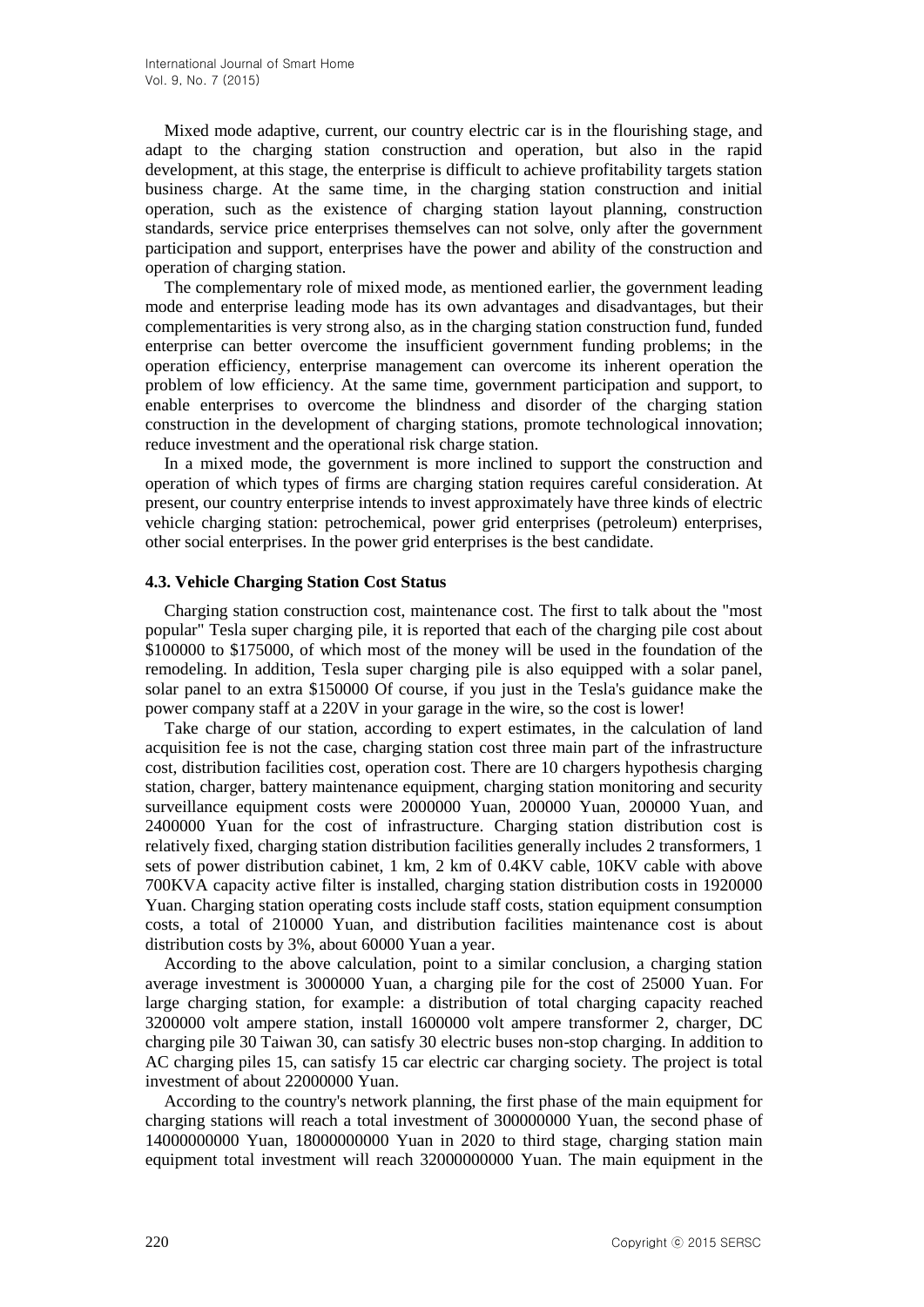Mixed mode adaptive, current, our country electric car is in the flourishing stage, and adapt to the charging station construction and operation, but also in the rapid development, at this stage, the enterprise is difficult to achieve profitability targets station business charge. At the same time, in the charging station construction and initial operation, such as the existence of charging station layout planning, construction standards, service price enterprises themselves can not solve, only after the government participation and support, enterprises have the power and ability of the construction and operation of charging station.

The complementary role of mixed mode, as mentioned earlier, the government leading mode and enterprise leading mode has its own advantages and disadvantages, but their complementarities is very strong also, as in the charging station construction fund, funded enterprise can better overcome the insufficient government funding problems; in the operation efficiency, enterprise management can overcome its inherent operation the problem of low efficiency. At the same time, government participation and support, to enable enterprises to overcome the blindness and disorder of the charging station construction in the development of charging stations, promote technological innovation; reduce investment and the operational risk charge station.

In a mixed mode, the government is more inclined to support the construction and operation of which types of firms are charging station requires careful consideration. At present, our country enterprise intends to invest approximately have three kinds of electric vehicle charging station: petrochemical, power grid enterprises (petroleum) enterprises, other social enterprises. In the power grid enterprises is the best candidate.

### 4.3. Vehicle Charging Station Cost Status

Charging station construction cost, maintenance cost. The first to talk about the "most popular" Tesla super charging pile, it is reported that each of the charging pile cost about \$100000 to \$175000, of which most of the money will be used in the foundation of the remodeling. In addition, Tesla super charging pile is also equipped with a solar panel, solar panel to an extra \$150000 Of course, if you just in the Tesla's guidance make the power company staff at a 220V in your garage in the wire, so the cost is lower!

Take charge of our station, according to expert estimates, in the calculation of land acquisition fee is not the case, charging station cost three main part of the infrastructure cost, distribution facilities cost, operation cost. There are 10 chargers hypothesis charging station, charger, battery maintenance equipment, charging station monitoring and security surveillance equipment costs were 2000000 Yuan, 200000 Yuan, 200000 Yuan, and 2400000 Yuan for the cost of infrastructure. Charging station distribution cost is relatively fixed, charging station distribution facilities generally includes 2 transformers, 1 sets of power distribution cabinet, 1 km, 2 km of 0.4KV cable, 10KV cable with above 700KVA capacity active filter is installed, charging station distribution costs in 1920000 Yuan. Charging station operating costs include staff costs, station equipment consumption costs, a total of 210000 Yuan, and distribution facilities maintenance cost is about distribution costs by 3%, about 60000 Yuan a year.

According to the above calculation, point to a similar conclusion, a charging station average investment is 3000000 Yuan, a charging pile for the cost of 25000 Yuan. For large charging station, for example: a distribution of total charging capacity reached 3200000 volt ampere station, install 1600000 volt ampere transformer 2, charger, DC charging pile 30 Taiwan 30, can satisfy 30 electric buses non-stop charging. In addition to AC charging piles 15, can satisfy 15 car electric car charging society. The project is total investment of about 22000000 Yuan.

According to the country's network planning, the first phase of the main equipment for charging stations will reach a total investment of 300000000 Yuan, the second phase of 14000000000 Yuan, 18000000000 Yuan in 2020 to third stage, charging station main equipment total investment will reach 32000000000 Yuan. The main equipment in the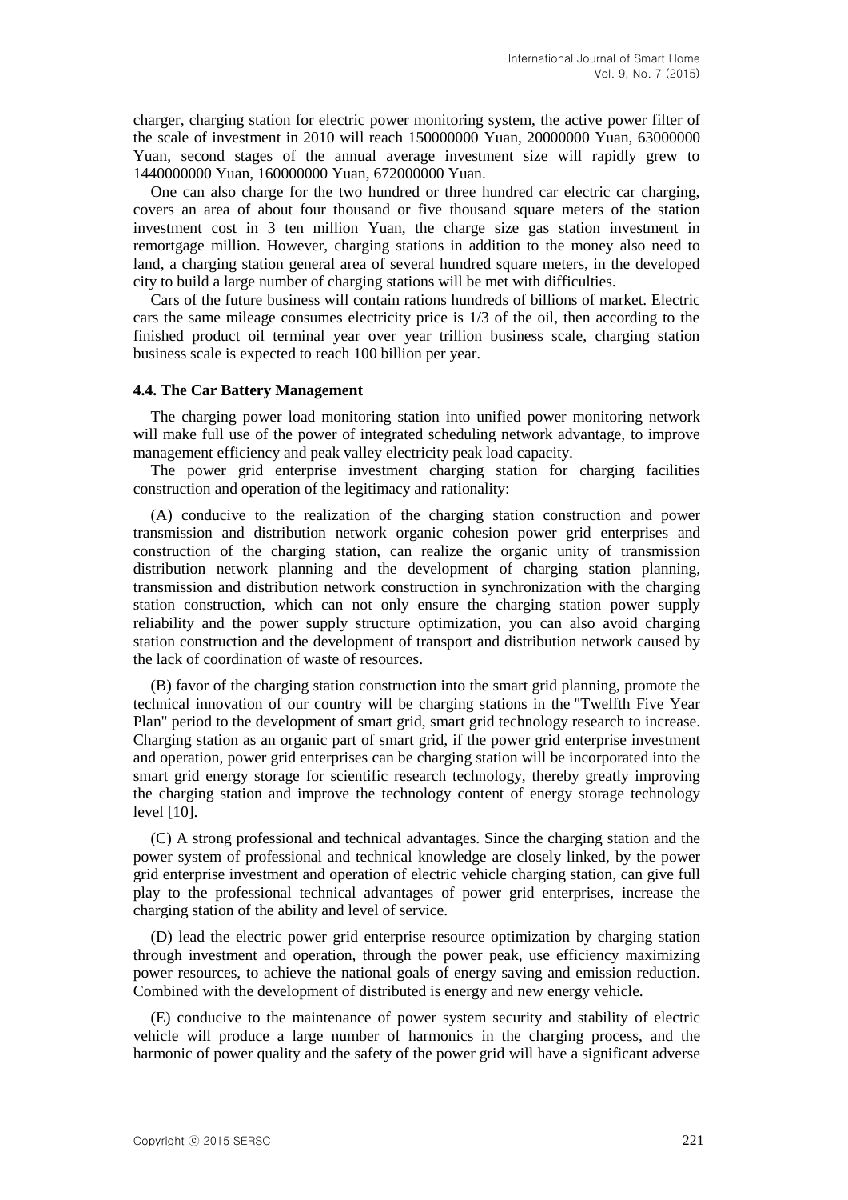charger, charging station for electric power monitoring system, the active power filter of the scale of investment in 2010 will reach 150000000 Yuan, 20000000 Yuan, 63000000 Yuan, second stages of the annual average investment size will rapidly grew to 1440000000 Yuan, 160000000 Yuan, 672000000 Yuan.

One can also charge for the two hundred or three hundred car electric car charging, covers an area of about four thousand or five thousand square meters of the station investment cost in 3 ten million Yuan, the charge size gas station investment in remortgage million. However, charging stations in addition to the money also need to land, a charging station general area of several hundred square meters, in the developed city to build a large number of charging stations will be met with difficulties.

Cars of the future business will contain rations hundreds of billions of market. Electric cars the same mileage consumes electricity price is 1/3 of the oil, then according to the finished product oil terminal year over year trillion business scale, charging station business scale is expected to reach 100 billion per year.

### 4.4. The Car Battery Management

The charging power load monitoring station into unified power monitoring network will make full use of the power of integrated scheduling network advantage, to improve management efficiency and peak valley electricity peak load capacity.

The power grid enterprise investment charging station for charging facilities construction and operation of the legitimacy and rationality:

(A) conducive to the realization of the charging station construction and power transmission and distribution network organic cohesion power grid enterprises and construction of the charging station, can realize the organic unity of transmission distribution network planning and the development of charging station planning, transmission and distribution network construction in synchronization with the charging station construction, which can not only ensure the charging station power supply reliability and the power supply structure optimization, you can also avoid charging station construction and the development of transport and distribution network caused by the lack of coordination of waste of resources.

(B) favor of the charging station construction into the smart grid planning, promote the technical innovation of our country will be charging stations in the "Twelfth Five Year Plan" period to the development of smart grid, smart grid technology research to increase. Charging station as an organic part of smart grid, if the power grid enterprise investment and operation, power grid enterprises can be charging station will be incorporated into the smart grid energy storage for scientific research technology, thereby greatly improving the charging station and improve the technology content of energy storage technology level [10].

(C) A strong professional and technical advantages. Since the charging station and the power system of professional and technical knowledge are closely linked, by the power grid enterprise investment and operation of electric vehicle charging station, can give full play to the professional technical advantages of power grid enterprises, increase the charging station of the ability and level of service.

(D) lead the electric power grid enterprise resource optimization by charging station through investment and operation, through the power peak, use efficiency maximizing power resources, to achieve the national goals of energy saving and emission reduction. Combined with the development of distributed is energy and new energy vehicle.

(E) conducive to the maintenance of power system security and stability of electric vehicle will produce a large number of harmonics in the charging process, and the harmonic of power quality and the safety of the power grid will have a significant adverse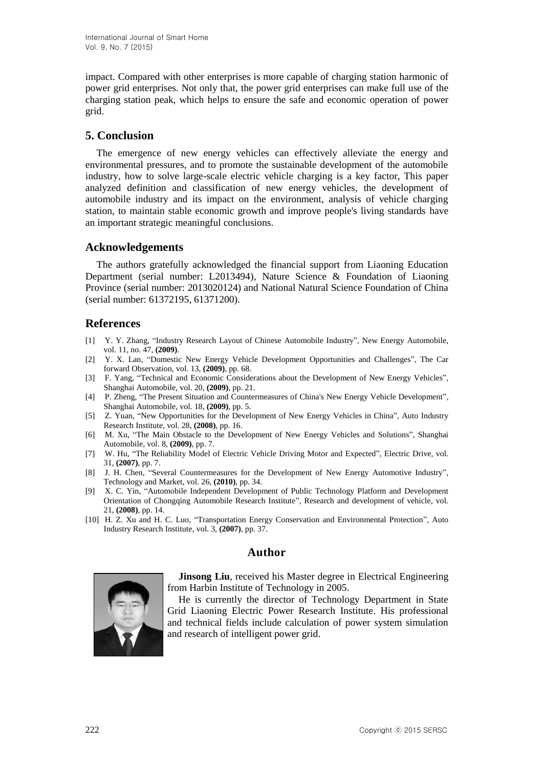impact. Compared with other enterprises is more capable of charging station harmonic of power grid enterprises. Not only that, the power grid enterprises can make full use of the charging station peak, which helps to ensure the safe and economic operation of power grid.

## 5. Conclusion

The emergence of new energy vehicles can effectively alleviate the energy and environmental pressures, and to promote the sustainable development of the automobile industry, how to solve large-scale electric vehicle charging is a key factor, This paper analyzed definition and classification of new energy vehicles, the development of automobile industry and its impact on the environment, analysis of vehicle charging station, to maintain stable economic growth and improve people's living standards have an important strategic meaningful conclusions.

## Acknowledgements

The authors gratefully acknowledged the financial support from Liaoning Education Department (serial number: L2013494), Nature Science & Foundation of Liaoning Province (serial number: 2013020124) and National Natural Science Foundation of China (serial number: 61372195, 61371200).

## References

[1] Y. Y. Zhang, "Industry Research Layout of Chinese Automobile Industry", New Energy Automobile, vol. 11, no. 47, **(2009)**.

[2] Y. X. Lan, "Domestic New Energy Vehicle Development Opportunities and Challenges", The Car forward Observation, vol. 13, **(2009)**, pp. 68.

[3] F. Yang, "Technical and Economic Considerations about the Development of New Energy Vehicles", Shanghai Automobile, vol. 20, **(2009)**, pp. 21.

[4] P. Zheng, "The Present Situation and Countermeasures of China's New Energy Vehicle Development", Shanghai Automobile, vol. 18, **(2009)**, pp. 5.

[5] Z. Yuan, "New Opportunities for the Development of New Energy Vehicles in China", Auto Industry Research Institute, vol. 28, **(2008)**, pp. 16.

[6] M. Xu, "The Main Obstacle to the Development of New Energy Vehicles and Solutions", Shanghai Automobile, vol. 8, **(2009)**, pp. 7.

[7] W. Hu, "The Reliability Model of Electric Vehicle Driving Motor and Expected", Electric Drive, vol. 31, **(2007)**, pp. 7.

[8] J. H. Chen, "Several Countermeasures for the Development of New Energy Automotive Industry", Technology and Market, vol. 26, **(2010)**, pp. 34.

[9] X. C. Yin, "Automobile Independent Development of Public Technology Platform and Development Orientation of Chongqing Automobile Research Institute", Research and development of vehicle, vol. 21, **(2008)**, pp. 14.

[10] H. Z. Xu and H. C. Luo, "Transportation Energy Conservation and Environmental Protection", Auto Industry Research Institute, vol. 3, **(2007)**, pp. 37.

## Author

**Jinsong Liu**, received his Master degree in Electrical Engineering from Harbin Institute of Technology in 2005.

He is currently the director of Technology Department in State Grid Liaoning Electric Power Research Institute. His professional and technical fields include calculation of power system simulation and research of intelligent power grid.